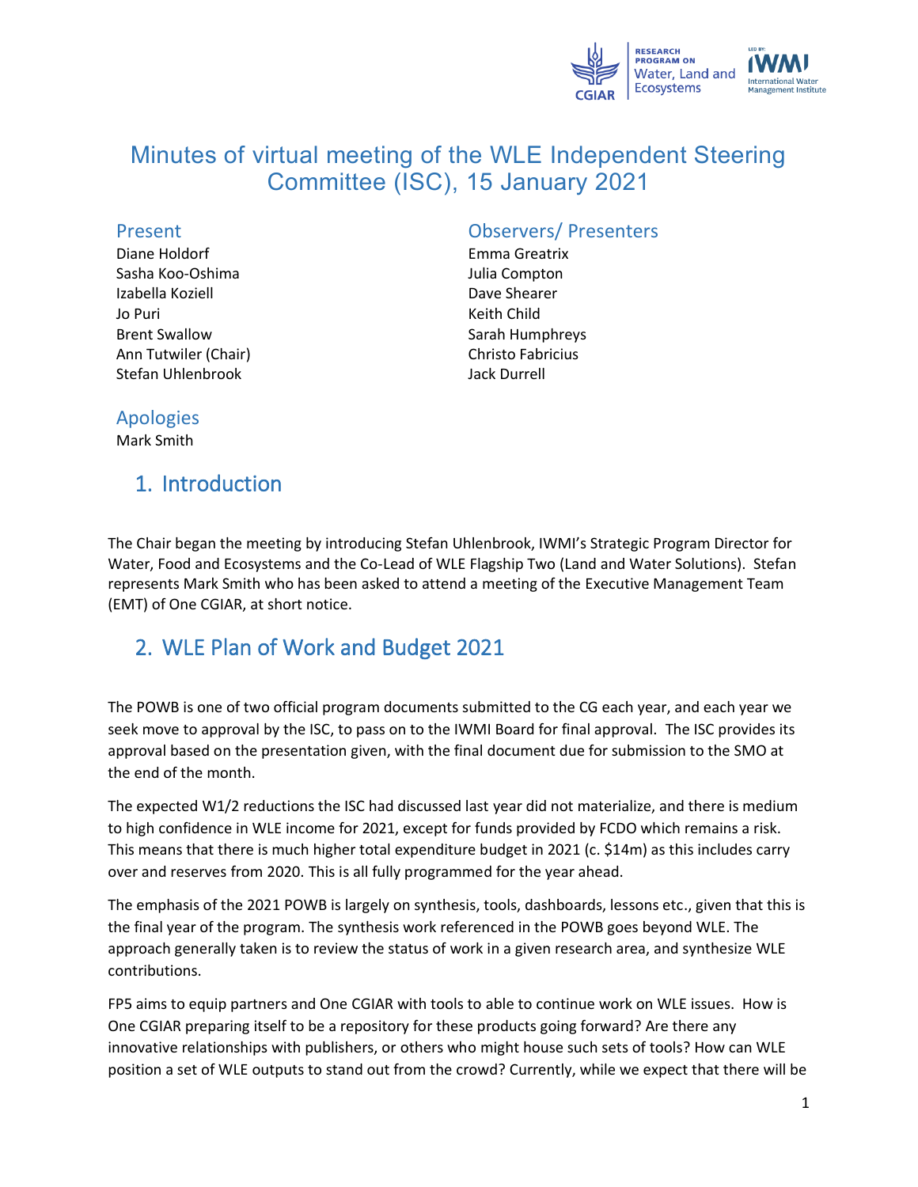# Minutes of virtual meeting of the WLE Independent Steering Committee (ISC), 15 January 2021

## Present

Diane Holdorf
Sasha Koo-Oshima
Izabella Koziell
Jo Puri
Brent Swallow
Ann Tutwiler (Chair)
Stefan Uhlenbrook

## Observers/ Presenters

Emma Greatrix
Julia Compton
Dave Shearer
Keith Child
Sarah Humphreys
Christo Fabricius
Jack Durrell

## Apologies

Mark Smith

## 1. Introduction

The Chair began the meeting by introducing Stefan Uhlenbrook, IWMI's Strategic Program Director for Water, Food and Ecosystems and the Co-Lead of WLE Flagship Two (Land and Water Solutions). Stefan represents Mark Smith who has been asked to attend a meeting of the Executive Management Team (EMT) of One CGIAR, at short notice.

## 2. WLE Plan of Work and Budget 2021

The POWB is one of two official program documents submitted to the CG each year, and each year we seek move to approval by the ISC, to pass on to the IWMI Board for final approval. The ISC provides its approval based on the presentation given, with the final document due for submission to the SMO at the end of the month.

The expected W1/2 reductions the ISC had discussed last year did not materialize, and there is medium to high confidence in WLE income for 2021, except for funds provided by FCDO which remains a risk. This means that there is much higher total expenditure budget in 2021 (c. $14m) as this includes carry over and reserves from 2020. This is all fully programmed for the year ahead.

The emphasis of the 2021 POWB is largely on synthesis, tools, dashboards, lessons etc., given that this is the final year of the program. The synthesis work referenced in the POWB goes beyond WLE. The approach generally taken is to review the status of work in a given research area, and synthesize WLE contributions.

FP5 aims to equip partners and One CGIAR with tools to able to continue work on WLE issues. How is One CGIAR preparing itself to be a repository for these products going forward? Are there any innovative relationships with publishers, or others who might house such sets of tools? How can WLE position a set of WLE outputs to stand out from the crowd? Currently, while we expect that there will be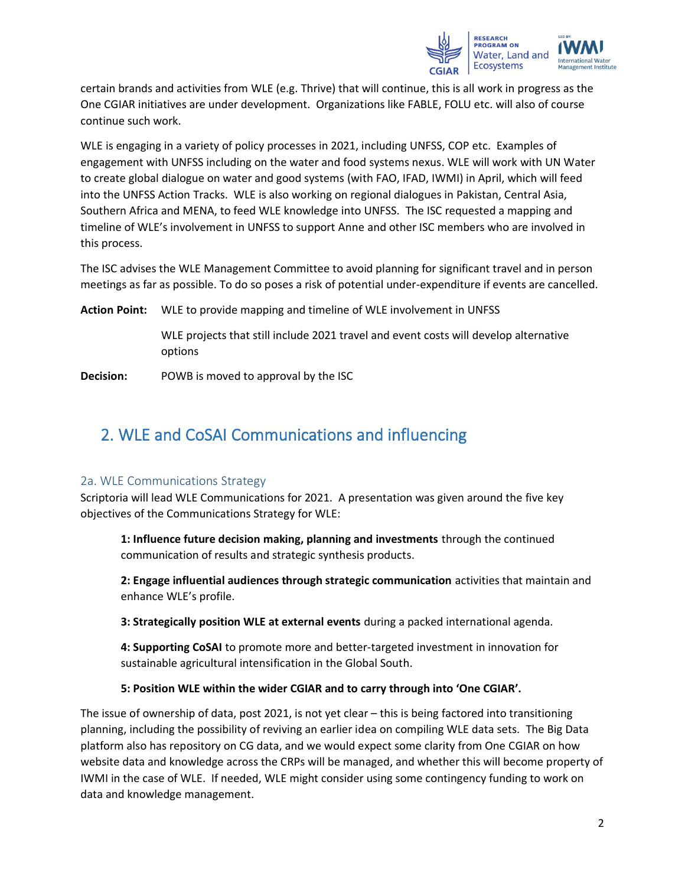certain brands and activities from WLE (e.g. Thrive) that will continue, this is all work in progress as the One CGIAR initiatives are under development. Organizations like FABLE, FOLU etc. will also of course continue such work.

WLE is engaging in a variety of policy processes in 2021, including UNFSS, COP etc. Examples of engagement with UNFSS including on the water and food systems nexus. WLE will work with UN Water to create global dialogue on water and good systems (with FAO, IFAD, IWMI) in April, which will feed into the UNFSS Action Tracks. WLE is also working on regional dialogues in Pakistan, Central Asia, Southern Africa and MENA, to feed WLE knowledge into UNFSS. The ISC requested a mapping and timeline of WLE's involvement in UNFSS to support Anne and other ISC members who are involved in this process.

The ISC advises the WLE Management Committee to avoid planning for significant travel and in person meetings as far as possible. To do so poses a risk of potential under-expenditure if events are cancelled.

**Action Point:** WLE to provide mapping and timeline of WLE involvement in UNFSS

WLE projects that still include 2021 travel and event costs will develop alternative options

**Decision:** POWB is moved to approval by the ISC

## 2. WLE and CoSAI Communications and influencing

### 2a. WLE Communications Strategy

Scriptoria will lead WLE Communications for 2021. A presentation was given around the five key objectives of the Communications Strategy for WLE:

**1: Influence future decision making, planning and investments** through the continued communication of results and strategic synthesis products.

**2: Engage influential audiences through strategic communication** activities that maintain and enhance WLE's profile.

**3: Strategically position WLE at external events** during a packed international agenda.

**4: Supporting CoSAI** to promote more and better-targeted investment in innovation for sustainable agricultural intensification in the Global South.

**5: Position WLE within the wider CGIAR and to carry through into 'One CGIAR'.**

The issue of ownership of data, post 2021, is not yet clear – this is being factored into transitioning planning, including the possibility of reviving an earlier idea on compiling WLE data sets. The Big Data platform also has repository on CG data, and we would expect some clarity from One CGIAR on how website data and knowledge across the CRPs will be managed, and whether this will become property of IWMI in the case of WLE. If needed, WLE might consider using some contingency funding to work on data and knowledge management.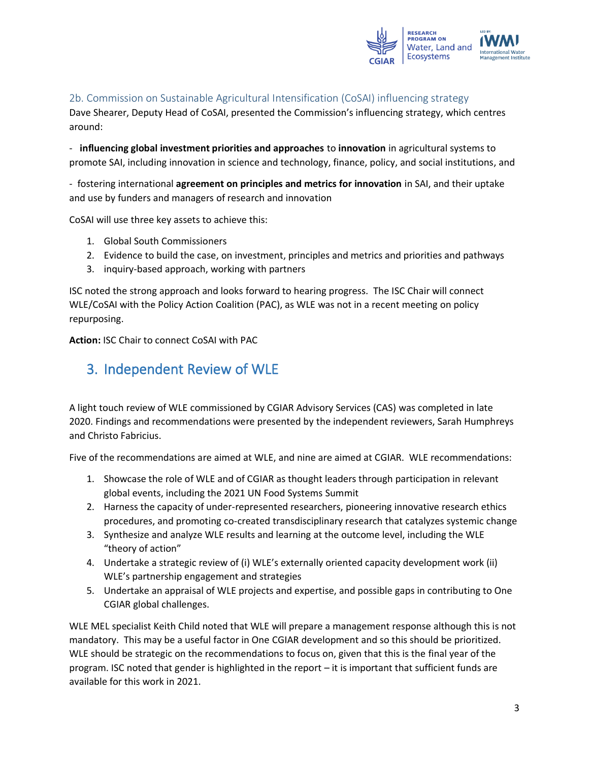### 2b. Commission on Sustainable Agricultural Intensification (CoSAI) influencing strategy

Dave Shearer, Deputy Head of CoSAI, presented the Commission's influencing strategy, which centres around:

- **influencing global investment priorities and approaches** to **innovation** in agricultural systems to promote SAI, including innovation in science and technology, finance, policy, and social institutions, and

- fostering international **agreement on principles and metrics for innovation** in SAI, and their uptake and use by funders and managers of research and innovation

CoSAI will use three key assets to achieve this:

1. Global South Commissioners
2. Evidence to build the case, on investment, principles and metrics and priorities and pathways
3. inquiry-based approach, working with partners

ISC noted the strong approach and looks forward to hearing progress. The ISC Chair will connect WLE/CoSAI with the Policy Action Coalition (PAC), as WLE was not in a recent meeting on policy repurposing.

**Action:** ISC Chair to connect CoSAI with PAC

## 3. Independent Review of WLE

A light touch review of WLE commissioned by CGIAR Advisory Services (CAS) was completed in late 2020. Findings and recommendations were presented by the independent reviewers, Sarah Humphreys and Christo Fabricius.

Five of the recommendations are aimed at WLE, and nine are aimed at CGIAR. WLE recommendations:

1. Showcase the role of WLE and of CGIAR as thought leaders through participation in relevant global events, including the 2021 UN Food Systems Summit
2. Harness the capacity of under-represented researchers, pioneering innovative research ethics procedures, and promoting co-created transdisciplinary research that catalyzes systemic change
3. Synthesize and analyze WLE results and learning at the outcome level, including the WLE "theory of action"
4. Undertake a strategic review of (i) WLE's externally oriented capacity development work (ii) WLE's partnership engagement and strategies
5. Undertake an appraisal of WLE projects and expertise, and possible gaps in contributing to One CGIAR global challenges.

WLE MEL specialist Keith Child noted that WLE will prepare a management response although this is not mandatory. This may be a useful factor in One CGIAR development and so this should be prioritized. WLE should be strategic on the recommendations to focus on, given that this is the final year of the program. ISC noted that gender is highlighted in the report – it is important that sufficient funds are available for this work in 2021.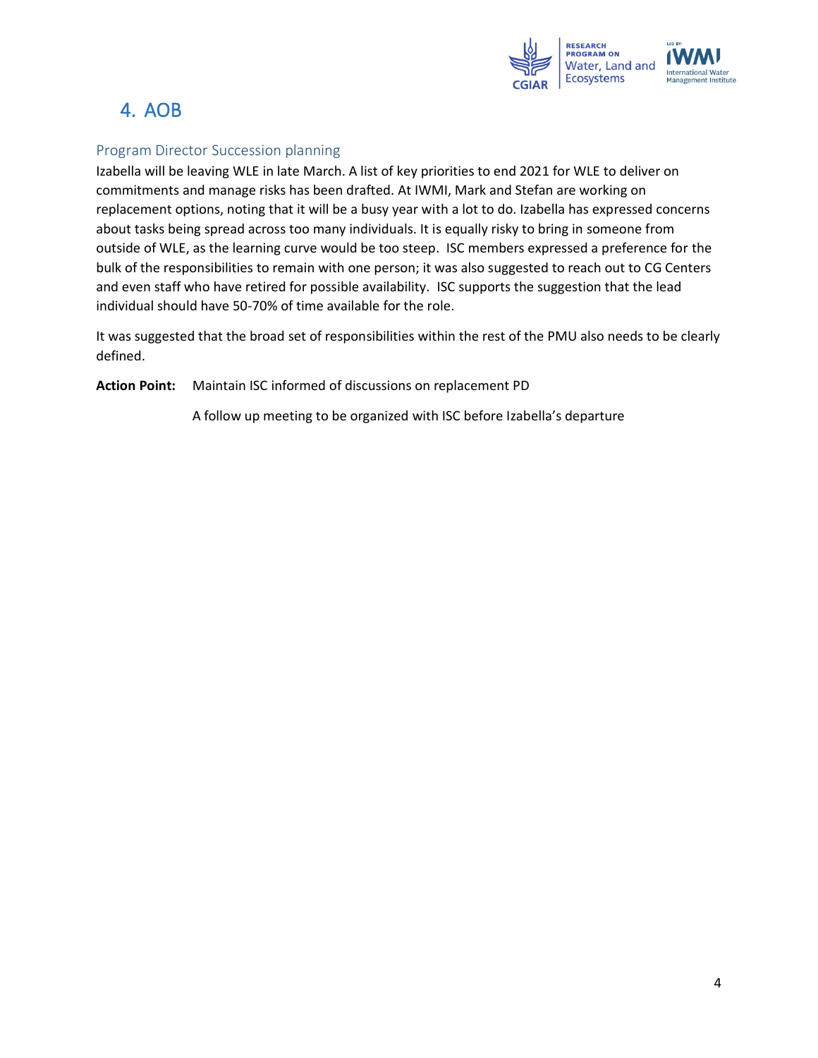# 4. AOB

## Program Director Succession planning

Izabella will be leaving WLE in late March. A list of key priorities to end 2021 for WLE to deliver on commitments and manage risks has been drafted. At IWMI, Mark and Stefan are working on replacement options, noting that it will be a busy year with a lot to do. Izabella has expressed concerns about tasks being spread across too many individuals. It is equally risky to bring in someone from outside of WLE, as the learning curve would be too steep. ISC members expressed a preference for the bulk of the responsibilities to remain with one person; it was also suggested to reach out to CG Centers and even staff who have retired for possible availability. ISC supports the suggestion that the lead individual should have 50-70% of time available for the role.

It was suggested that the broad set of responsibilities within the rest of the PMU also needs to be clearly defined.

**Action Point:** Maintain ISC informed of discussions on replacement PD

A follow up meeting to be organized with ISC before Izabella's departure